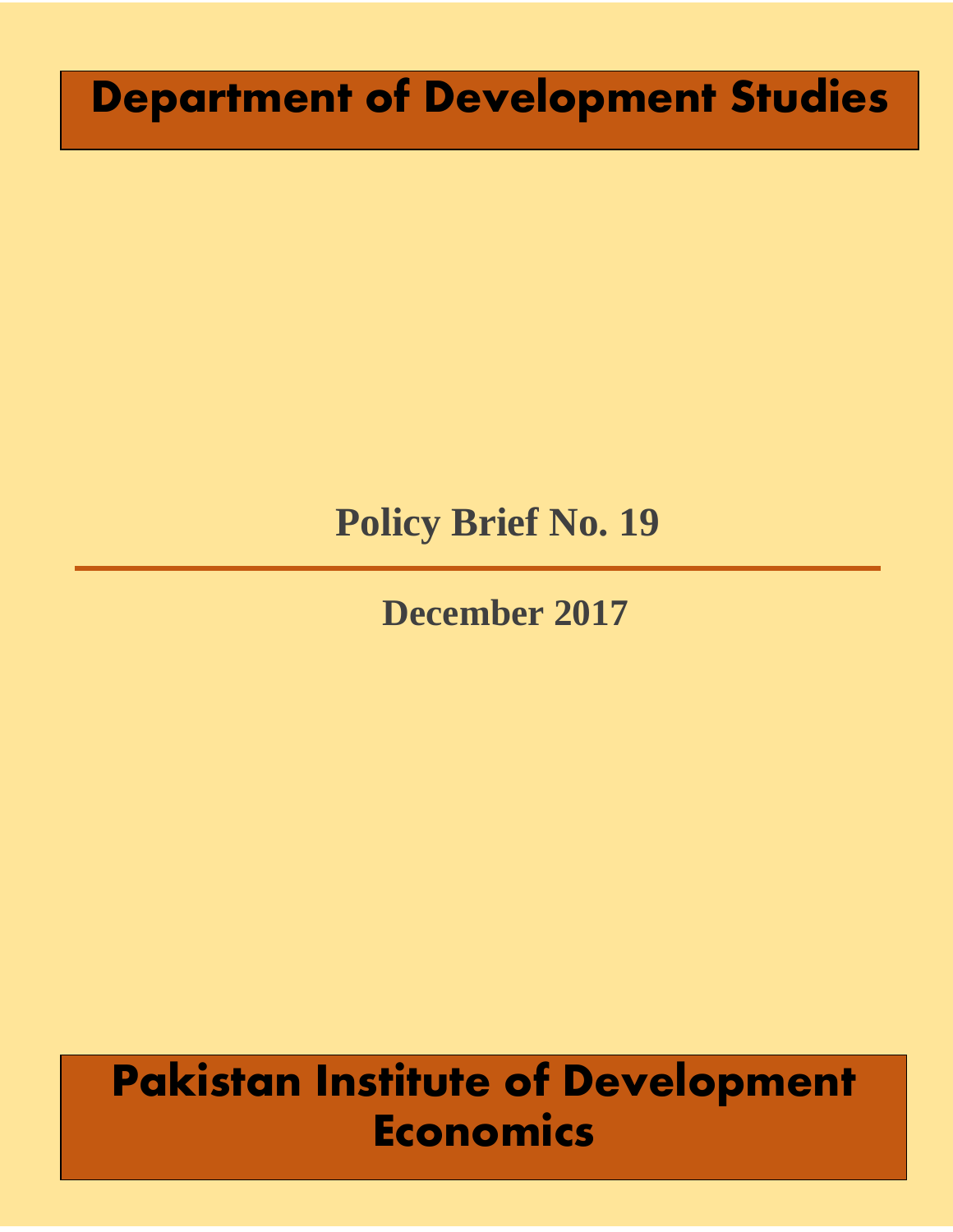# Department of Development Studies

## Policy Brief No. 19

---

**December 2017**

# Pakistan Institute of Development Economics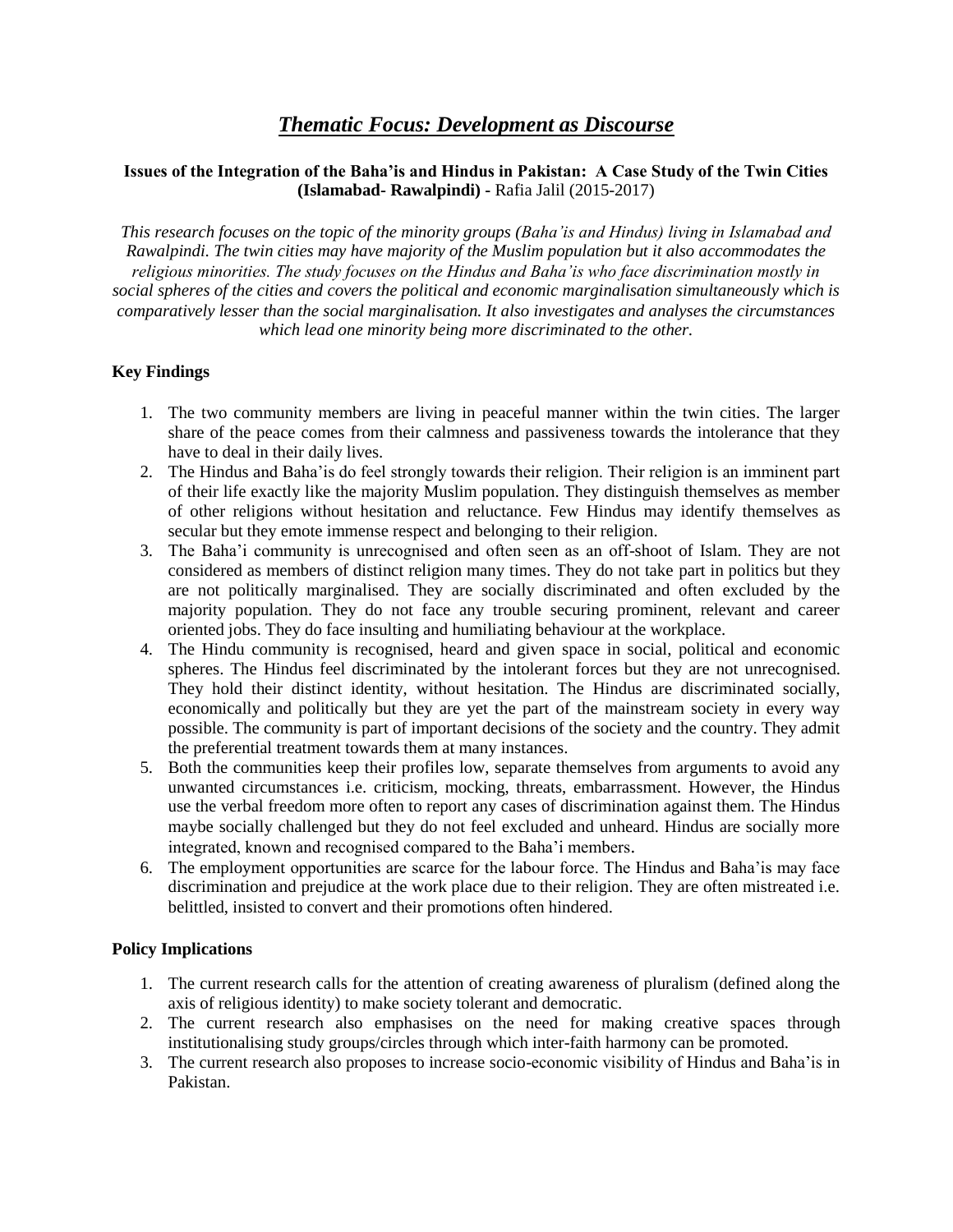# ***Thematic Focus: Development as Discourse***

**Issues of the Integration of the Baha'is and Hindus in Pakistan: A Case Study of the Twin Cities (Islamabad- Rawalpindi) -** Rafia Jalil (2015-2017)

*This research focuses on the topic of the minority groups (Baha'is and Hindus) living in Islamabad and Rawalpindi. The twin cities may have majority of the Muslim population but it also accommodates the religious minorities. The study focuses on the Hindus and Baha'is who face discrimination mostly in social spheres of the cities and covers the political and economic marginalisation simultaneously which is comparatively lesser than the social marginalisation. It also investigates and analyses the circumstances which lead one minority being more discriminated to the other.*

### Key Findings

1. The two community members are living in peaceful manner within the twin cities. The larger share of the peace comes from their calmness and passiveness towards the intolerance that they have to deal in their daily lives.
2. The Hindus and Baha'is do feel strongly towards their religion. Their religion is an imminent part of their life exactly like the majority Muslim population. They distinguish themselves as member of other religions without hesitation and reluctance. Few Hindus may identify themselves as secular but they emote immense respect and belonging to their religion.
3. The Baha'i community is unrecognised and often seen as an off-shoot of Islam. They are not considered as members of distinct religion many times. They do not take part in politics but they are not politically marginalised. They are socially discriminated and often excluded by the majority population. They do not face any trouble securing prominent, relevant and career oriented jobs. They do face insulting and humiliating behaviour at the workplace.
4. The Hindu community is recognised, heard and given space in social, political and economic spheres. The Hindus feel discriminated by the intolerant forces but they are not unrecognised. They hold their distinct identity, without hesitation. The Hindus are discriminated socially, economically and politically but they are yet the part of the mainstream society in every way possible. The community is part of important decisions of the society and the country. They admit the preferential treatment towards them at many instances.
5. Both the communities keep their profiles low, separate themselves from arguments to avoid any unwanted circumstances i.e. criticism, mocking, threats, embarrassment. However, the Hindus use the verbal freedom more often to report any cases of discrimination against them. The Hindus maybe socially challenged but they do not feel excluded and unheard. Hindus are socially more integrated, known and recognised compared to the Baha'i members.
6. The employment opportunities are scarce for the labour force. The Hindus and Baha'is may face discrimination and prejudice at the work place due to their religion. They are often mistreated i.e. belittled, insisted to convert and their promotions often hindered.

### Policy Implications

1. The current research calls for the attention of creating awareness of pluralism (defined along the axis of religious identity) to make society tolerant and democratic.
2. The current research also emphasises on the need for making creative spaces through institutionalising study groups/circles through which inter-faith harmony can be promoted.
3. The current research also proposes to increase socio-economic visibility of Hindus and Baha'is in Pakistan.